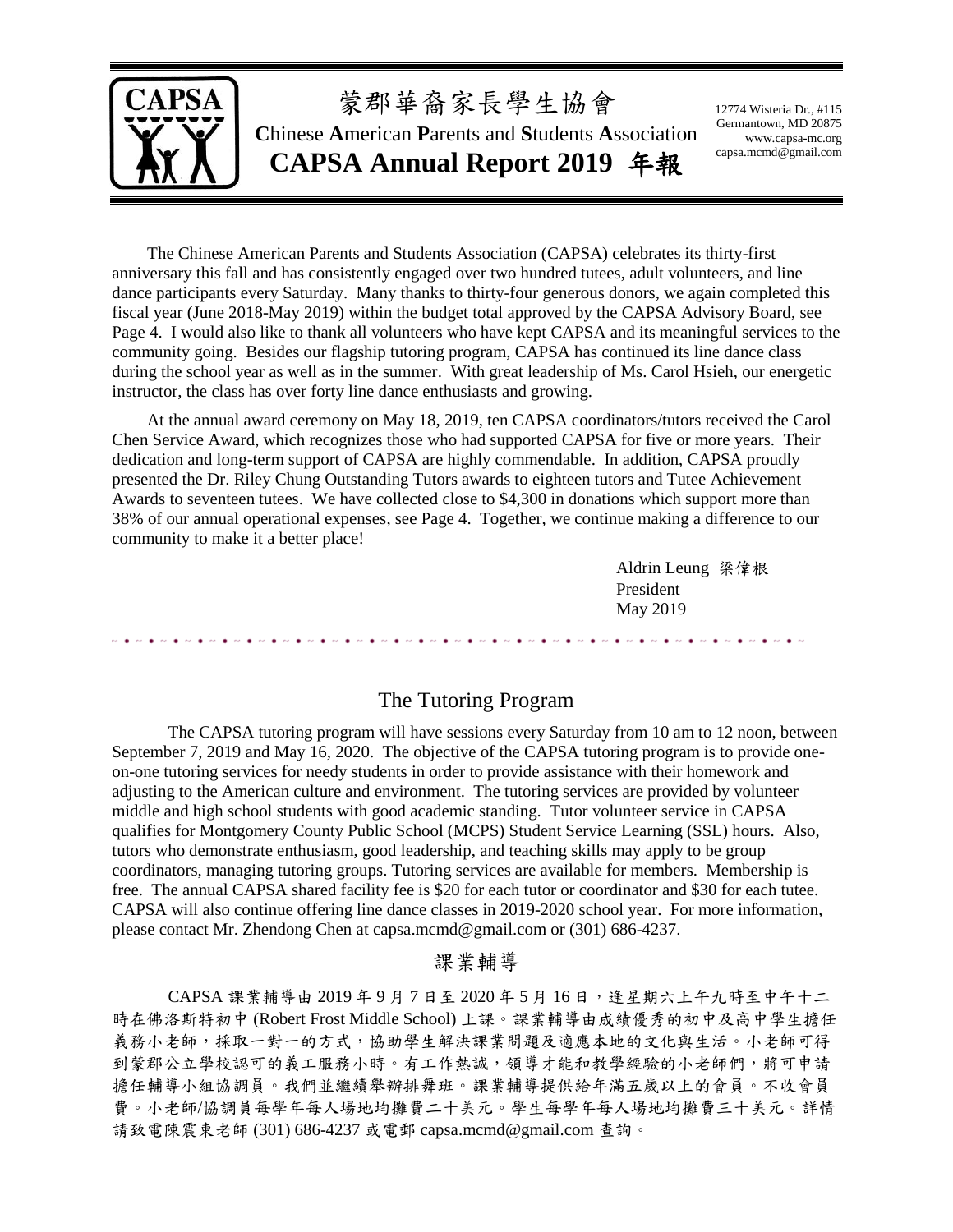# 蒙郡華裔家長學生協會

**C**hinese **A**merican **P**arents and **S**tudents **A**ssociation

## CAPSA Annual Report 2019 年報

12774 Wisteria Dr., #115
Germantown, MD 20875
www.capsa-mc.org
capsa.mcmd@gmail.com

The Chinese American Parents and Students Association (CAPSA) celebrates its thirty-first anniversary this fall and has consistently engaged over two hundred tutees, adult volunteers, and line dance participants every Saturday. Many thanks to thirty-four generous donors, we again completed this fiscal year (June 2018-May 2019) within the budget total approved by the CAPSA Advisory Board, see Page 4. I would also like to thank all volunteers who have kept CAPSA and its meaningful services to the community going. Besides our flagship tutoring program, CAPSA has continued its line dance class during the school year as well as in the summer. With great leadership of Ms. Carol Hsieh, our energetic instructor, the class has over forty line dance enthusiasts and growing.

At the annual award ceremony on May 18, 2019, ten CAPSA coordinators/tutors received the Carol Chen Service Award, which recognizes those who had supported CAPSA for five or more years. Their dedication and long-term support of CAPSA are highly commendable. In addition, CAPSA proudly presented the Dr. Riley Chung Outstanding Tutors awards to eighteen tutors and Tutee Achievement Awards to seventeen tutees. We have collected close to $4,300 in donations which support more than 38% of our annual operational expenses, see Page 4. Together, we continue making a difference to our community to make it a better place!

Aldrin Leung 梁偉根
President
May 2019

## The Tutoring Program

The CAPSA tutoring program will have sessions every Saturday from 10 am to 12 noon, between September 7, 2019 and May 16, 2020. The objective of the CAPSA tutoring program is to provide one-on-one tutoring services for needy students in order to provide assistance with their homework and adjusting to the American culture and environment. The tutoring services are provided by volunteer middle and high school students with good academic standing. Tutor volunteer service in CAPSA qualifies for Montgomery County Public School (MCPS) Student Service Learning (SSL) hours. Also, tutors who demonstrate enthusiasm, good leadership, and teaching skills may apply to be group coordinators, managing tutoring groups. Tutoring services are available for members. Membership is free. The annual CAPSA shared facility fee is $20 for each tutor or coordinator and $30 for each tutee. CAPSA will also continue offering line dance classes in 2019-2020 school year. For more information, please contact Mr. Zhendong Chen at capsa.mcmd@gmail.com or (301) 686-4237.

## 課業輔導

CAPSA 課業輔導由 2019 年 9 月 7 日至 2020 年 5 月 16 日，逢星期六上午九時至中午十二時在佛洛斯特初中 (Robert Frost Middle School) 上課。課業輔導由成績優秀的初中及高中學生擔任義務小老師，採取一對一的方式，協助學生解決課業問題及適應本地的文化與生活。小老師可得到蒙郡公立學校認可的義工服務小時。有工作熱誠，領導才能和教學經驗的小老師們，將可申請擔任輔導小組協調員。我們並繼續舉辦排舞班。課業輔導提供給年滿五歲以上的會員。不收會員費。小老師/協調員每學年每人場地均攤費二十美元。學生每學年每人場地均攤費三十美元。詳情請致電陳震東老師 (301) 686-4237 或電郵 capsa.mcmd@gmail.com 查詢。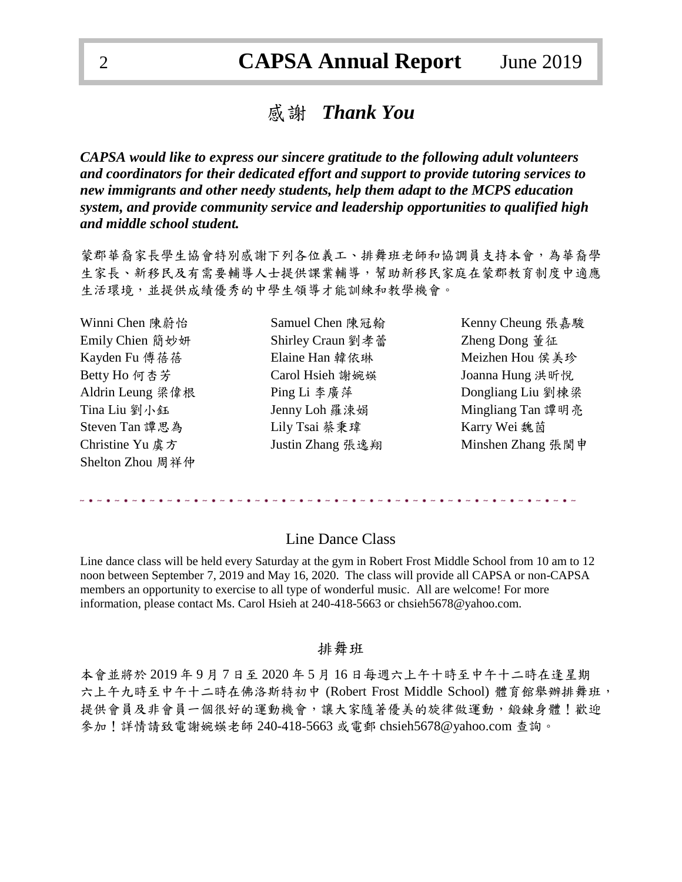# 感謝 *Thank You*

***CAPSA would like to express our sincere gratitude to the following adult volunteers and coordinators for their dedicated effort and support to provide tutoring services to new immigrants and other needy students, help them adapt to the MCPS education system, and provide community service and leadership opportunities to qualified high and middle school student.***

蒙郡華裔家長學生協會特別感謝下列各位義工、排舞班老師和協調員支持本會，為華裔學生家長、新移民及有需要輔導人士提供課業輔導，幫助新移民家庭在蒙郡教育制度中適應生活環境，並提供成績優秀的中學生領導才能訓練和教學機會。

Winni Chen 陳蔚怡
Emily Chien 簡妙妍
Kayden Fu 傅蓓蓓
Betty Ho 何杏芳
Aldrin Leung 梁偉根
Tina Liu 劉小鈺
Steven Tan 譚思為
Christine Yu 虞方
Shelton Zhou 周祥仲
Samuel Chen 陳冠翰
Shirley Craun 劉孝蕾
Elaine Han 韓依琳
Carol Hsieh 謝婉媖
Ping Li 李廣萍
Jenny Loh 羅涑娟
Lily Tsai 蔡秉瑋
Justin Zhang 張逸翔
Kenny Cheung 張嘉駿
Zheng Dong 董征
Meizhen Hou 侯美珍
Joanna Hung 洪昕悅
Dongliang Liu 劉棟梁
Mingliang Tan 譚明亮
Karry Wei 魏茵
Minshen Zhang 張閩申

---

## Line Dance Class

Line dance class will be held every Saturday at the gym in Robert Frost Middle School from 10 am to 12 noon between September 7, 2019 and May 16, 2020. The class will provide all CAPSA or non-CAPSA members an opportunity to exercise to all type of wonderful music. All are welcome! For more information, please contact Ms. Carol Hsieh at 240-418-5663 or chsieh5678@yahoo.com.

## 排舞班

本會並將於 2019 年 9 月 7 日至 2020 年 5 月 16 日每週六上午十時至中午十二時在逢星期六上午九時至中午十二時在佛洛斯特初中 (Robert Frost Middle School) 體育館舉辦排舞班，提供會員及非會員一個很好的運動機會，讓大家隨著優美的旋律做運動，鍛鍊身體！歡迎參加！詳情請致電謝婉媖老師 240-418-5663 或電郵 chsieh5678@yahoo.com 查詢。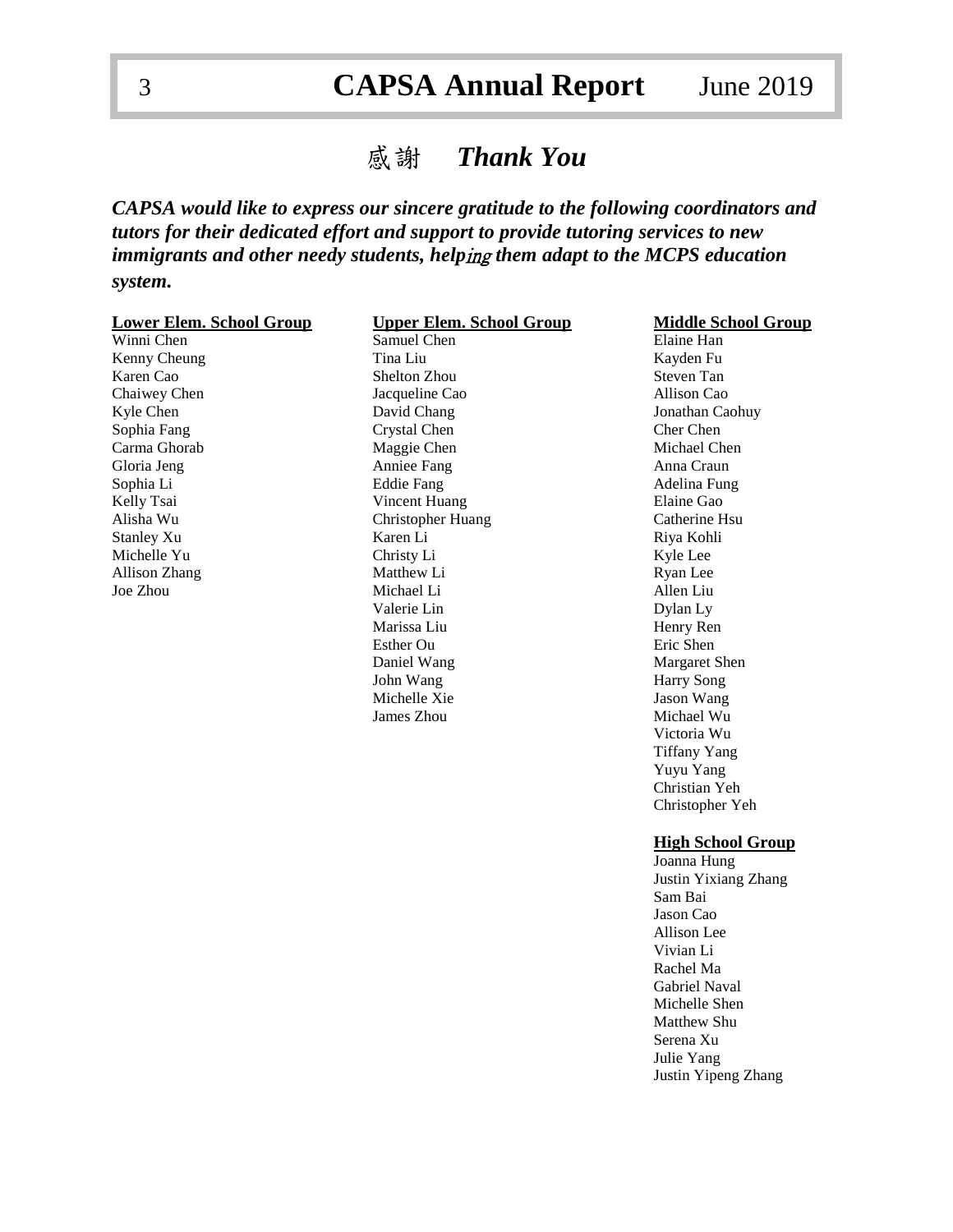# 感謝 *Thank You*

***CAPSA would like to express our sincere gratitude to the following coordinators and tutors for their dedicated effort and support to provide tutoring services to new immigrants and other needy students, helping them adapt to the MCPS education system.***

**Lower Elem. School Group**

Winni Chen
Kenny Cheung
Karen Cao
Chaiwey Chen
Kyle Chen
Sophia Fang
Carma Ghorab
Gloria Jeng
Sophia Li
Kelly Tsai
Alisha Wu
Stanley Xu
Michelle Yu
Allison Zhang
Joe Zhou

**Upper Elem. School Group**

Samuel Chen
Tina Liu
Shelton Zhou
Jacqueline Cao
David Chang
Crystal Chen
Maggie Chen
Anniee Fang
Eddie Fang
Vincent Huang
Christopher Huang
Karen Li
Christy Li
Matthew Li
Michael Li
Valerie Lin
Marissa Liu
Esther Ou
Daniel Wang
John Wang
Michelle Xie
James Zhou

**Middle School Group**

Elaine Han
Kayden Fu
Steven Tan
Allison Cao
Jonathan Caohuy
Cher Chen
Michael Chen
Anna Craun
Adelina Fung
Elaine Gao
Catherine Hsu
Riya Kohli
Kyle Lee
Ryan Lee
Allen Liu
Dylan Ly
Henry Ren
Eric Shen
Margaret Shen
Harry Song
Jason Wang
Michael Wu
Victoria Wu
Tiffany Yang
Yuyu Yang
Christian Yeh
Christopher Yeh

**High School Group**

Joanna Hung
Justin Yixiang Zhang
Sam Bai
Jason Cao
Allison Lee
Vivian Li
Rachel Ma
Gabriel Naval
Michelle Shen
Matthew Shu
Serena Xu
Julie Yang
Justin Yipeng Zhang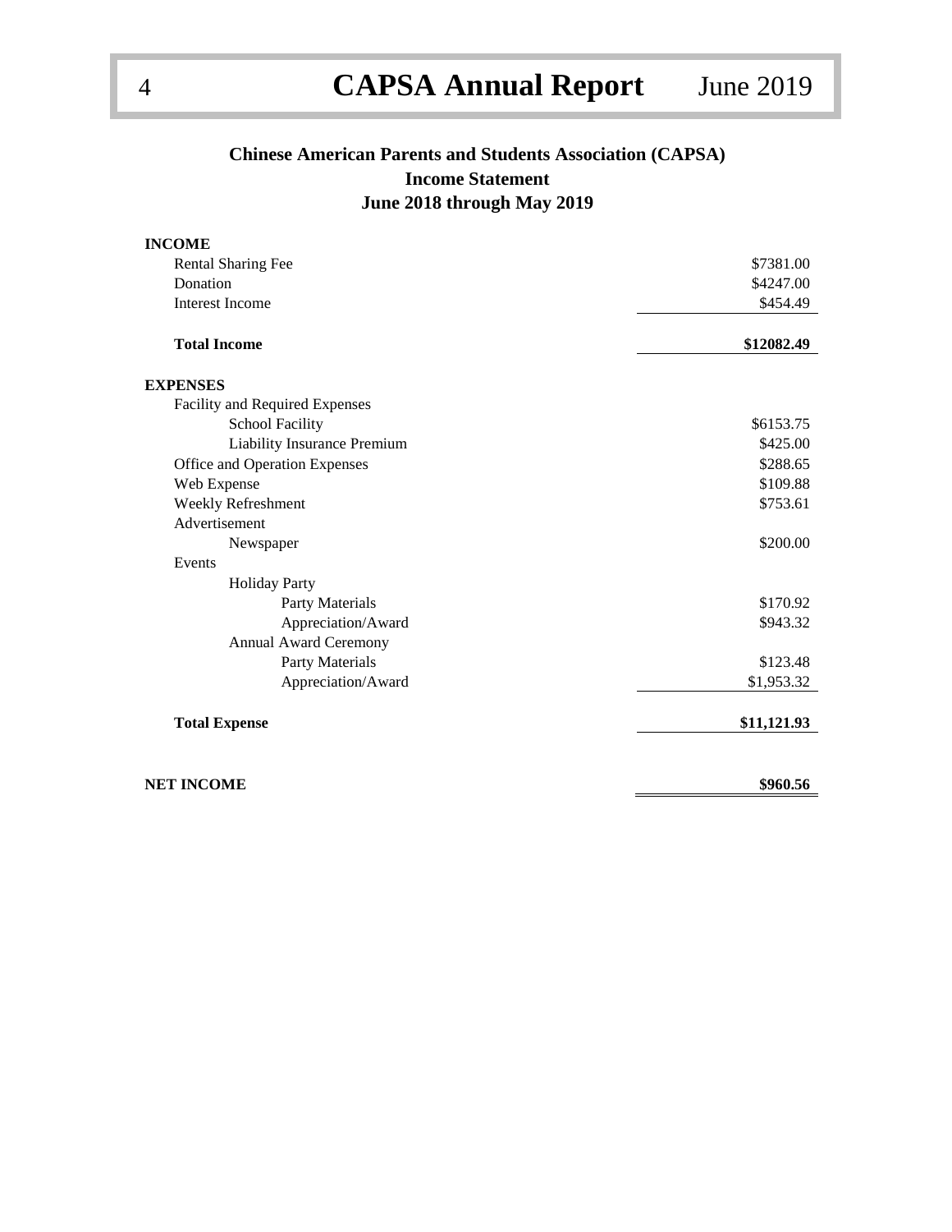## Chinese American Parents and Students Association (CAPSA)
## Income Statement
## June 2018 through May 2019

| | |
|---|---|
| **INCOME** | |
| Rental Sharing Fee | $7381.00 |
| Donation | $4247.00 |
| Interest Income | $454.49 |
| **Total Income** | **$12082.49** |
| **EXPENSES** | |
| Facility and Required Expenses | |
| School Facility | $6153.75 |
| Liability Insurance Premium | $425.00 |
| Office and Operation Expenses | $288.65 |
| Web Expense | $109.88 |
| Weekly Refreshment | $753.61 |
| Advertisement | |
| Newspaper | $200.00 |
| Events | |
| Holiday Party | |
| Party Materials | $170.92 |
| Appreciation/Award | $943.32 |
| Annual Award Ceremony | |
| Party Materials | $123.48 |
| Appreciation/Award | $1,953.32 |
| **Total Expense** | **$11,121.93** |
| **NET INCOME** | **$960.56** |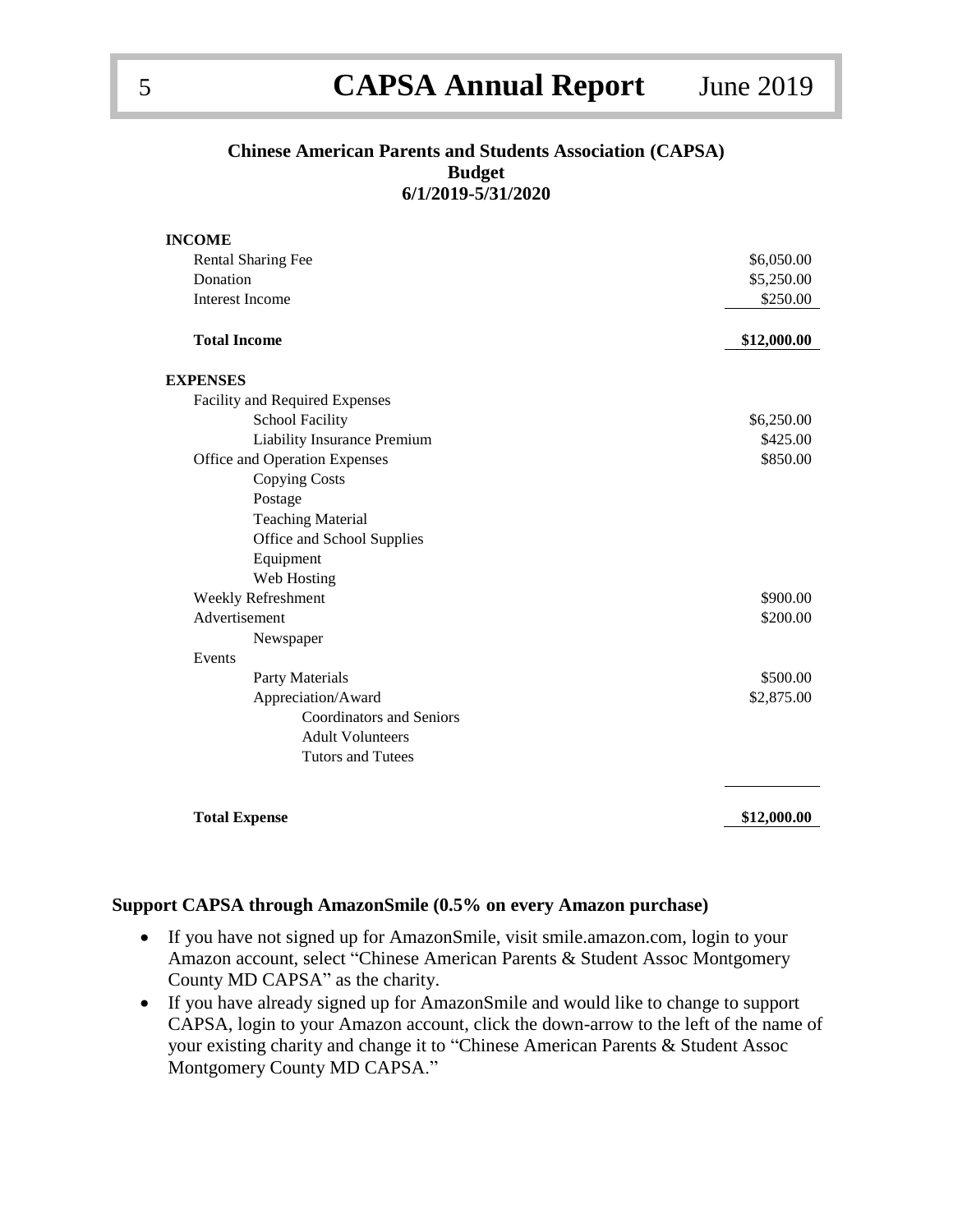**Chinese American Parents and Students Association (CAPSA)**
**Budget**
**6/1/2019-5/31/2020**

| | |
|---|---:|
| **INCOME** | |
| Rental Sharing Fee | $6,050.00 |
| Donation | $5,250.00 |
| Interest Income | $250.00 |
| **Total Income** | **$12,000.00** |
| **EXPENSES** | |
| Facility and Required Expenses | |
| School Facility | $6,250.00 |
| Liability Insurance Premium | $425.00 |
| Office and Operation Expenses | $850.00 |
| Copying Costs | |
| Postage | |
| Teaching Material | |
| Office and School Supplies | |
| Equipment | |
| Web Hosting | |
| Weekly Refreshment | $900.00 |
| Advertisement | $200.00 |
| Newspaper | |
| Events | |
| Party Materials | $500.00 |
| Appreciation/Award | $2,875.00 |
| Coordinators and Seniors | |
| Adult Volunteers | |
| Tutors and Tutees | |
| **Total Expense** | **$12,000.00** |

**Support CAPSA through AmazonSmile (0.5% on every Amazon purchase)**

- If you have not signed up for AmazonSmile, visit smile.amazon.com, login to your Amazon account, select "Chinese American Parents & Student Assoc Montgomery County MD CAPSA" as the charity.
- If you have already signed up for AmazonSmile and would like to change to support CAPSA, login to your Amazon account, click the down-arrow to the left of the name of your existing charity and change it to "Chinese American Parents & Student Assoc Montgomery County MD CAPSA."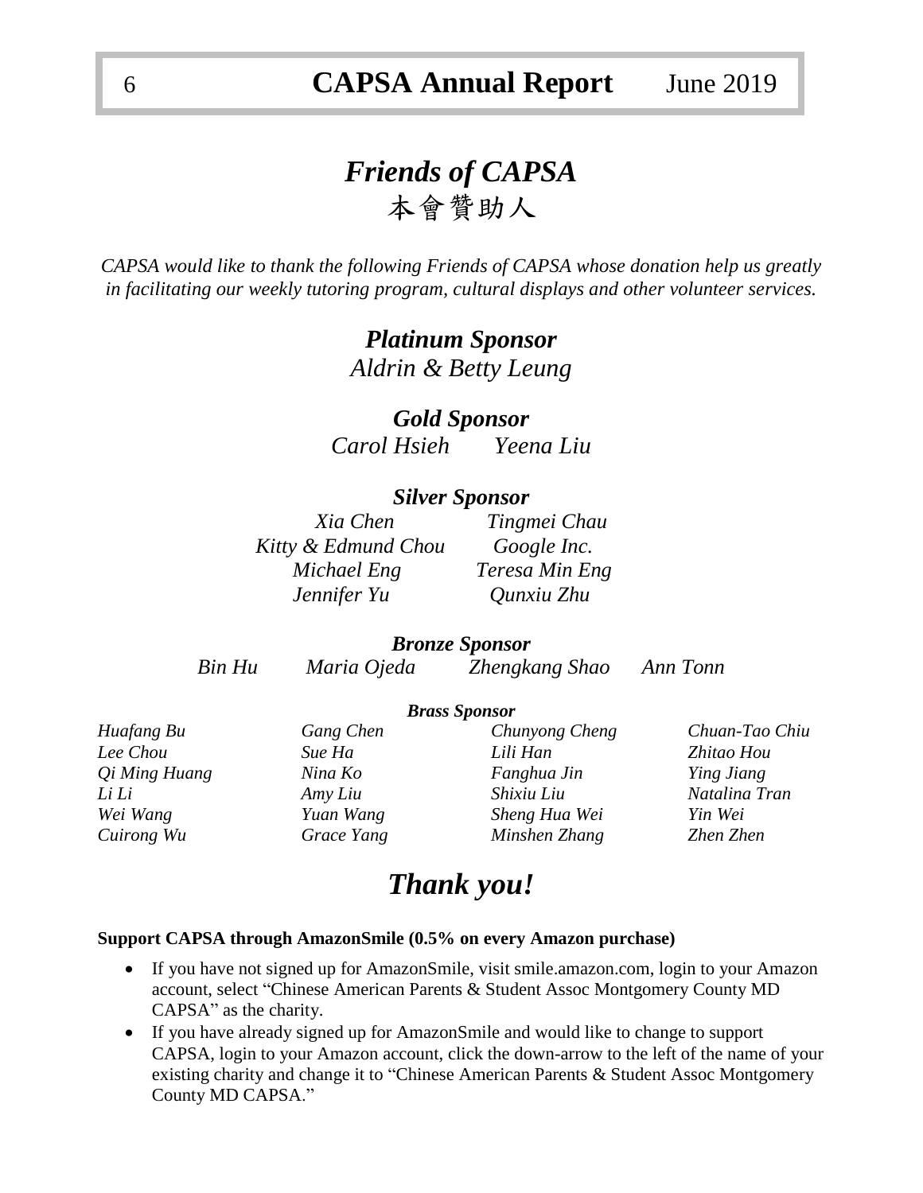# *Friends of CAPSA*

# 本會贊助人

*CAPSA would like to thank the following Friends of CAPSA whose donation help us greatly in facilitating our weekly tutoring program, cultural displays and other volunteer services.*

### *Platinum Sponsor*

*Aldrin & Betty Leung*

### *Gold Sponsor*

*Carol Hsieh* *Yeena Liu*

### *Silver Sponsor*

*Xia Chen* *Tingmei Chau*
*Kitty & Edmund Chou* *Google Inc.*
*Michael Eng* *Teresa Min Eng*
*Jennifer Yu* *Qunxiu Zhu*

### *Bronze Sponsor*

*Bin Hu* *Maria Ojeda* *Zhengkang Shao* *Ann Tonn*

### *Brass Sponsor*

| | | | |
|---|---|---|---|
| *Huafang Bu* | *Gang Chen* | *Chunyong Cheng* | *Chuan-Tao Chiu* |
| *Lee Chou* | *Sue Ha* | *Lili Han* | *Zhitao Hou* |
| *Qi Ming Huang* | *Nina Ko* | *Fanghua Jin* | *Ying Jiang* |
| *Li Li* | *Amy Liu* | *Shixiu Liu* | *Natalina Tran* |
| *Wei Wang* | *Yuan Wang* | *Sheng Hua Wei* | *Yin Wei* |
| *Cuirong Wu* | *Grace Yang* | *Minshen Zhang* | *Zhen Zhen* |

# *Thank you!*

**Support CAPSA through AmazonSmile (0.5% on every Amazon purchase)**

- If you have not signed up for AmazonSmile, visit smile.amazon.com, login to your Amazon account, select "Chinese American Parents & Student Assoc Montgomery County MD CAPSA" as the charity.
- If you have already signed up for AmazonSmile and would like to change to support CAPSA, login to your Amazon account, click the down-arrow to the left of the name of your existing charity and change it to "Chinese American Parents & Student Assoc Montgomery County MD CAPSA."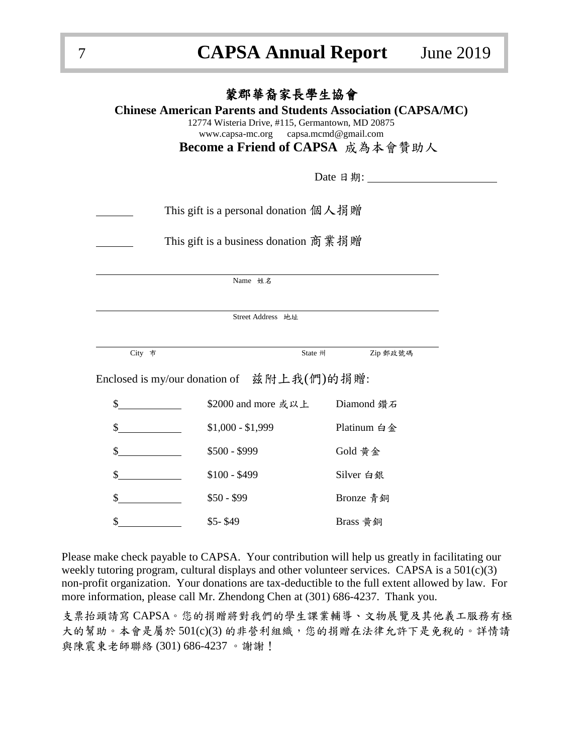# 蒙郡華裔家長學生協會

**Chinese American Parents and Students Association (CAPSA/MC)**

12774 Wisteria Drive, #115, Germantown, MD 20875

www.capsa-mc.org capsa.mcmd@gmail.com

## Become a Friend of CAPSA 成為本會贊助人

Date 日期: ____________________

_______ This gift is a personal donation 個人捐贈

_______ This gift is a business donation 商業捐贈

______________________________________________
Name 姓名

______________________________________________
Street Address 地址

______________________________________________
City 市 State 州 Zip 郵政號碼

Enclosed is my/our donation of 茲附上我(們)的捐贈:

| | | |
|---|---|---|
| $__________ | $2000 and more 或以上 | Diamond 鑽石 |
| $__________ | $1,000 - $1,999 | Platinum 白金 |
| $__________ | $500 - $999 | Gold 黄金 |
| $__________ | $100 - $499 | Silver 白銀 |
| $__________ | $50 - $99 | Bronze 青銅 |
| $__________ | $5- $49 | Brass 黄銅 |

Please make check payable to CAPSA. Your contribution will help us greatly in facilitating our weekly tutoring program, cultural displays and other volunteer services. CAPSA is a 501(c)(3) non-profit organization. Your donations are tax-deductible to the full extent allowed by law. For more information, please call Mr. Zhendong Chen at (301) 686-4237. Thank you.

支票抬頭請寫 CAPSA。您的捐贈將對我們的學生課業輔導、文物展覽及其他義工服務有極大的幫助。本會是屬於 501(c)(3) 的非營利組織，您的捐贈在法律允許下是免稅的。詳情請與陳震東老師聯絡 (301) 686-4237 。謝謝！